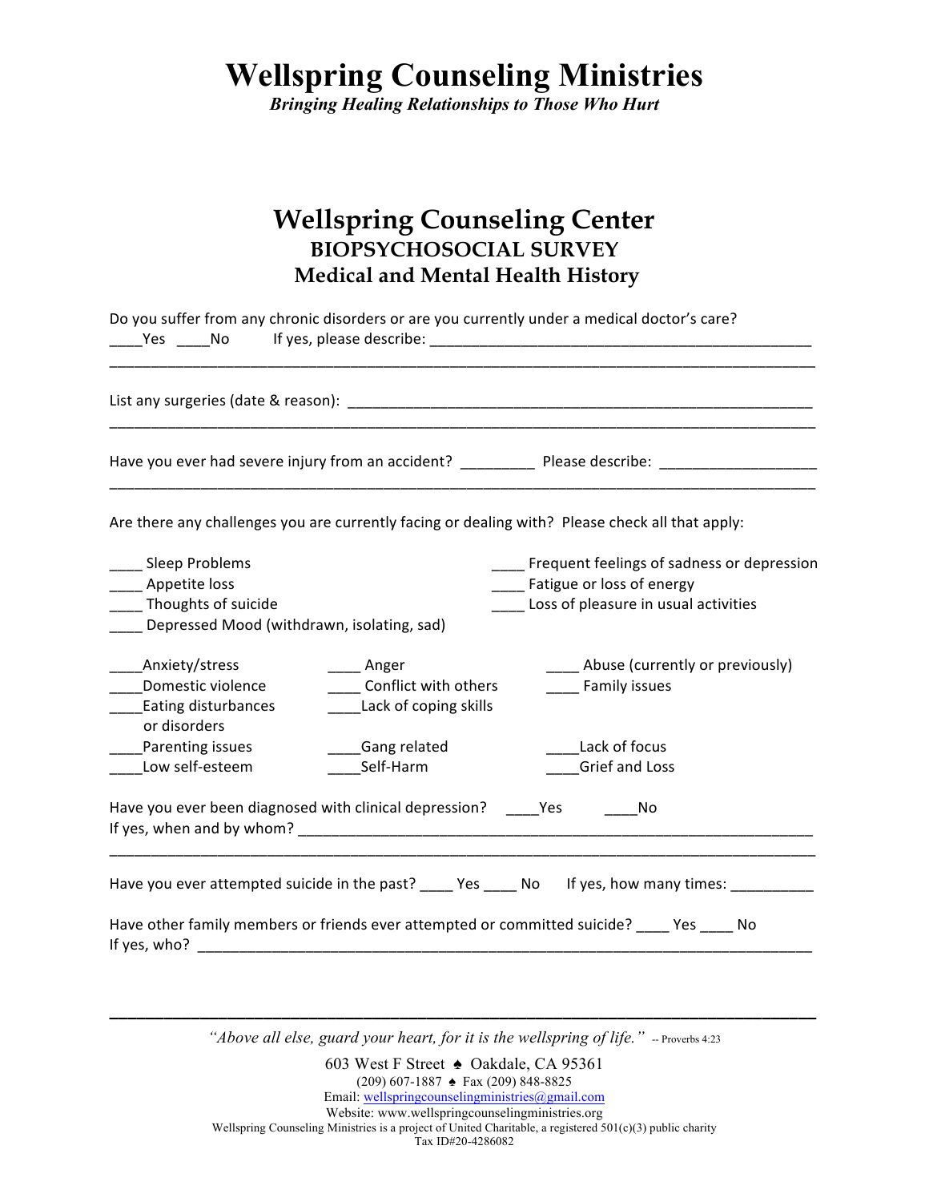# Wellspring Counseling Ministries

***Bringing Healing Relationships to Those Who Hurt***

## Wellspring Counseling Center

### BIOPSYCHOSOCIAL SURVEY

### Medical and Mental Health History

Do you suffer from any chronic disorders or are you currently under a medical doctor's care?
____Yes ____No If yes, please describe: ______________________________________________
_____________________________________________________________________________________

List any surgeries (date & reason): ________________________________________________________
_____________________________________________________________________________________

Have you ever had severe injury from an accident? _________ Please describe: __________________
_____________________________________________________________________________________

Are there any challenges you are currently facing or dealing with? Please check all that apply:

____ Sleep Problems
____ Appetite loss
____ Thoughts of suicide
____ Depressed Mood (withdrawn, isolating, sad)
____ Frequent feelings of sadness or depression
____ Fatigue or loss of energy
____ Loss of pleasure in usual activities

____Anxiety/stress
____Domestic violence
____Eating disturbances or disorders
____Parenting issues
____Low self-esteem
____ Anger
____ Conflict with others
____Lack of coping skills
____Gang related
____Self-Harm
____ Abuse (currently or previously)
____ Family issues
____Lack of focus
____Grief and Loss

Have you ever been diagnosed with clinical depression? ____Yes ____No
If yes, when and by whom? _____________________________________________________________
_____________________________________________________________________________________

Have you ever attempted suicide in the past? ____ Yes ____ No If yes, how many times: __________

Have other family members or friends ever attempted or committed suicide? ____ Yes ____ No
If yes, who? _________________________________________________________________________

*"Above all else, guard your heart, for it is the wellspring of life."* -- Proverbs 4:23

603 West F Street ♠ Oakdale, CA 95361
(209) 607-1887 ♠ Fax (209) 848-8825
Email: wellspringcounselingministries@gmail.com
Website: www.wellspringcounselingministries.org
Wellspring Counseling Ministries is a project of United Charitable, a registered 501(c)(3) public charity
Tax ID#20-4286082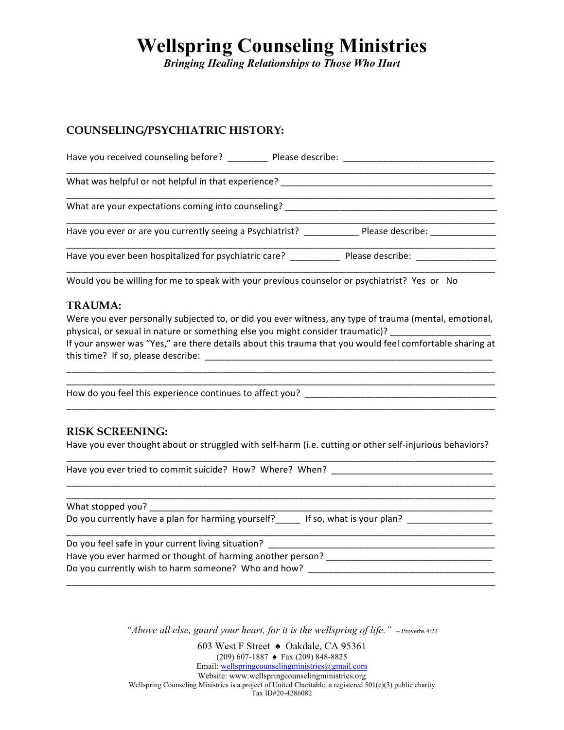# Wellspring Counseling Ministries

***Bringing Healing Relationships to Those Who Hurt***

## COUNSELING/PSYCHIATRIC HISTORY:

Have you received counseling before? ________ Please describe: ______________________________
_____________________________________________________________________________________

What was helpful or not helpful in that experience? ___________________________________________
_____________________________________________________________________________________

What are your expectations coming into counseling? ___________________________________________
_____________________________________________________________________________________

Have you ever or are you currently seeing a Psychiatrist? ___________ Please describe: _____________
_____________________________________________________________________________________

Have you ever been hospitalized for psychiatric care? __________ Please describe: ________________
_____________________________________________________________________________________

Would you be willing for me to speak with your previous counselor or psychiatrist? Yes or No

## TRAUMA:

Were you ever personally subjected to, or did you ever witness, any type of trauma (mental, emotional, physical, or sexual in nature or something else you might consider traumatic)? ____________________
If your answer was "Yes," are there details about this trauma that you would feel comfortable sharing at this time? If so, please describe: ____________________________________________________________
_____________________________________________________________________________________
_____________________________________________________________________________________

How do you feel this experience continues to affect you? _______________________________________
_____________________________________________________________________________________

## RISK SCREENING:

Have you ever thought about or struggled with self-harm (i.e. cutting or other self-injurious behaviors?
_____________________________________________________________________________________

Have you ever tried to commit suicide? How? Where? When? ________________________________
_____________________________________________________________________________________
_____________________________________________________________________________________

What stopped you? ____________________________________________________________________

Do you currently have a plan for harming yourself?_____ If so, what is your plan? _________________
_____________________________________________________________________________________

Do you feel safe in your current living situation? ______________________________________________

Have you ever harmed or thought of harming another person? __________________________________

Do you currently wish to harm someone? Who and how? _____________________________________
_____________________________________________________________________________________

*"Above all else, guard your heart, for it is the wellspring of life."* -- Proverbs 4:23

603 West F Street ♠ Oakdale, CA 95361
(209) 607-1887 ♠ Fax (209) 848-8825
Email: wellspringcounselingministries@gmail.com
Website: www.wellspringcounselingministries.org
Wellspring Counseling Ministries is a project of United Charitable, a registered 501(c)(3) public charity
Tax ID#20-4286082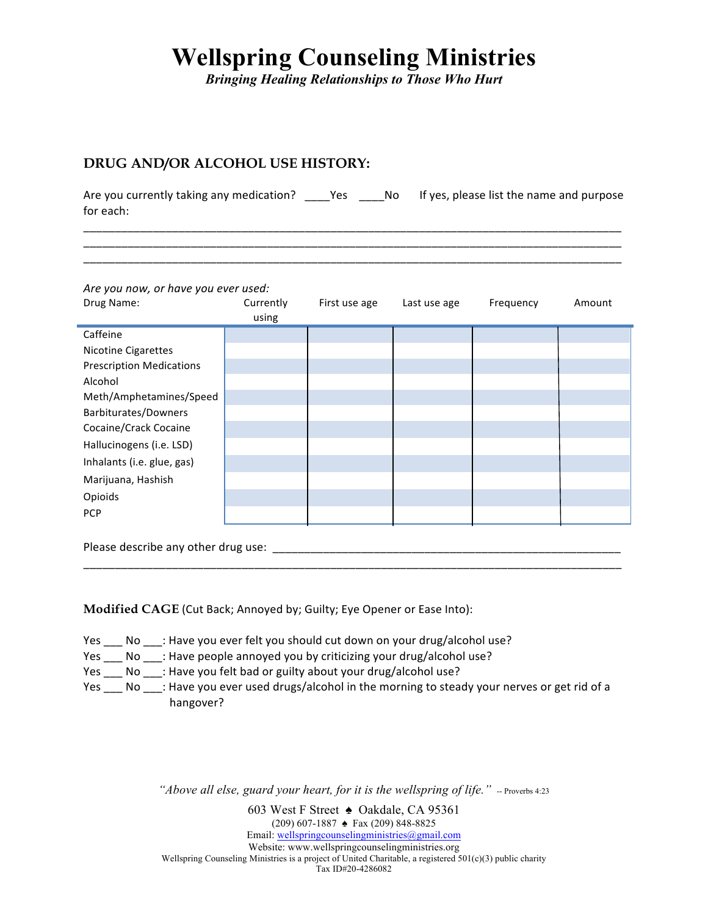# Wellspring Counseling Ministries

*Bringing Healing Relationships to Those Who Hurt*

## DRUG AND/OR ALCOHOL USE HISTORY:

Are you currently taking any medication? ____Yes ____No If yes, please list the name and purpose for each:

______________________________________________________________________________
______________________________________________________________________________
______________________________________________________________________________

*Are you now, or have you ever used:*

| Drug Name: | Currently using | First use age | Last use age | Frequency | Amount |
|---|---|---|---|---|---|
| Caffeine | | | | | |
| Nicotine Cigarettes | | | | | |
| Prescription Medications | | | | | |
| Alcohol | | | | | |
| Meth/Amphetamines/Speed | | | | | |
| Barbiturates/Downers | | | | | |
| Cocaine/Crack Cocaine | | | | | |
| Hallucinogens (i.e. LSD) | | | | | |
| Inhalants (i.e. glue, gas) | | | | | |
| Marijuana, Hashish | | | | | |
| Opioids | | | | | |
| PCP | | | | | |

Please describe any other drug use: ______________________________________________________
______________________________________________________________________________

**Modified CAGE** (Cut Back; Annoyed by; Guilty; Eye Opener or Ease Into):

Yes ___ No ___: Have you ever felt you should cut down on your drug/alcohol use?
Yes ___ No ___: Have people annoyed you by criticizing your drug/alcohol use?
Yes ___ No ___: Have you felt bad or guilty about your drug/alcohol use?
Yes ___ No ___: Have you ever used drugs/alcohol in the morning to steady your nerves or get rid of a hangover?

*"Above all else, guard your heart, for it is the wellspring of life."* -- Proverbs 4:23

603 West F Street ♠ Oakdale, CA 95361
(209) 607-1887 ♠ Fax (209) 848-8825
Email: wellspringcounselingministries@gmail.com
Website: www.wellspringcounselingministries.org
Wellspring Counseling Ministries is a project of United Charitable, a registered 501(c)(3) public charity
Tax ID#20-4286082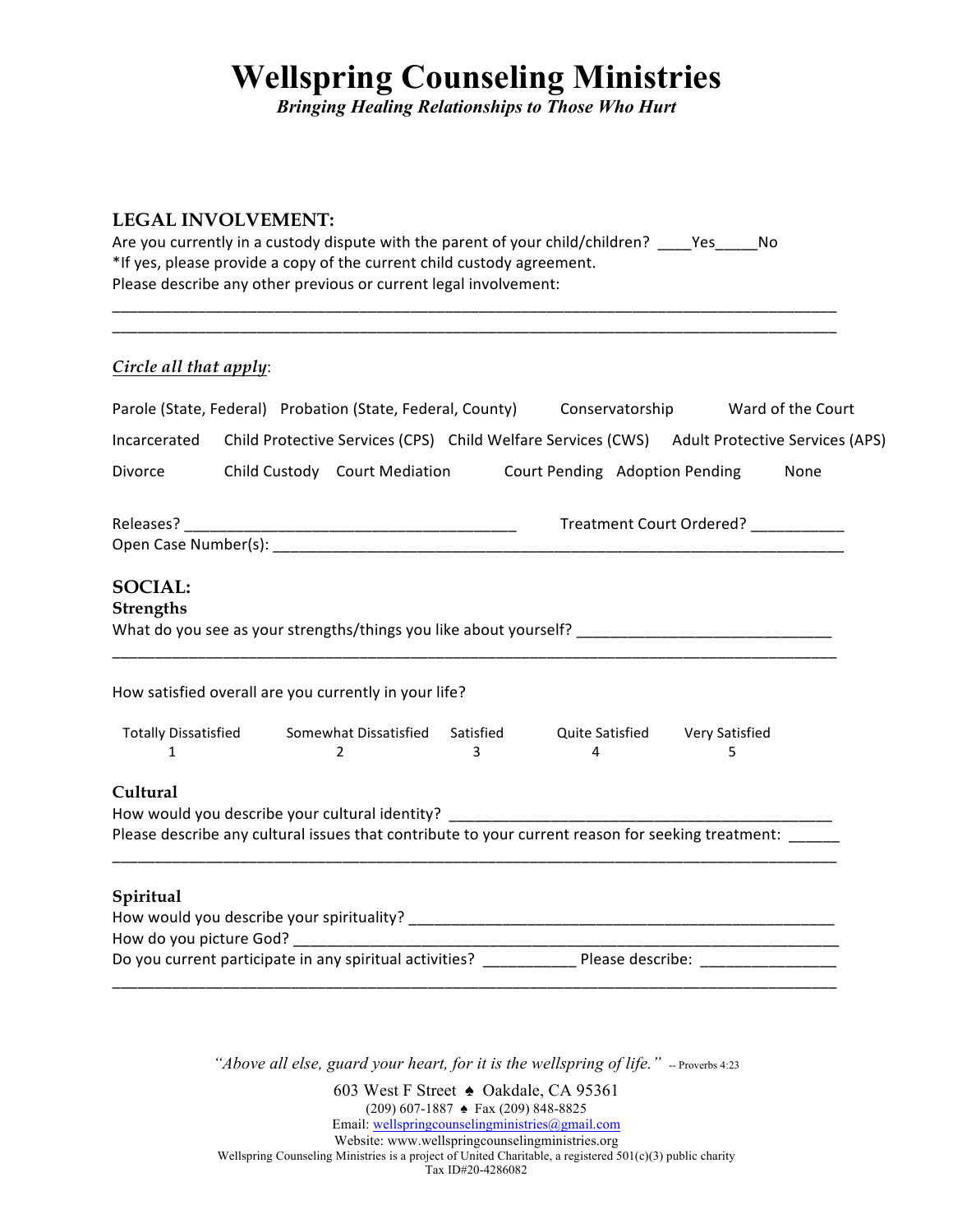# Wellspring Counseling Ministries

***Bringing Healing Relationships to Those Who Hurt***

## LEGAL INVOLVEMENT:

Are you currently in a custody dispute with the parent of your child/children? ____Yes_____No

*If yes, please provide a copy of the current child custody agreement.

Please describe any other previous or current legal involvement:

_______________________________________________________________________________________

_______________________________________________________________________________________

*__Circle all that apply__*:

Parole (State, Federal) Probation (State, Federal, County) Conservatorship Ward of the Court

Incarcerated Child Protective Services (CPS) Child Welfare Services (CWS) Adult Protective Services (APS)

Divorce Child Custody Court Mediation Court Pending Adoption Pending None

Releases? ________________________________________ Treatment Court Ordered? ___________

Open Case Number(s): ______________________________________________________________________

## SOCIAL:

### Strengths

What do you see as your strengths/things you like about yourself? ______________________________

_______________________________________________________________________________________

How satisfied overall are you currently in your life?

| Totally Dissatisfied | Somewhat Dissatisfied | Satisfied | Quite Satisfied | Very Satisfied |
|---|---|---|---|---|
| 1 | 2 | 3 | 4 | 5 |

### Cultural

How would you describe your cultural identity? ______________________________________________

Please describe any cultural issues that contribute to your current reason for seeking treatment: ______

_______________________________________________________________________________________

### Spiritual

How would you describe your spirituality? ____________________________________________________

How do you picture God? ____________________________________________________________________

Do you current participate in any spiritual activities? ___________ Please describe: ________________

_______________________________________________________________________________________

*"Above all else, guard your heart, for it is the wellspring of life."* -- Proverbs 4:23

603 West F Street ♠ Oakdale, CA 95361
(209) 607-1887 ♠ Fax (209) 848-8825
Email: wellspringcounselingministries@gmail.com
Website: www.wellspringcounselingministries.org
Wellspring Counseling Ministries is a project of United Charitable, a registered 501(c)(3) public charity
Tax ID#20-4286082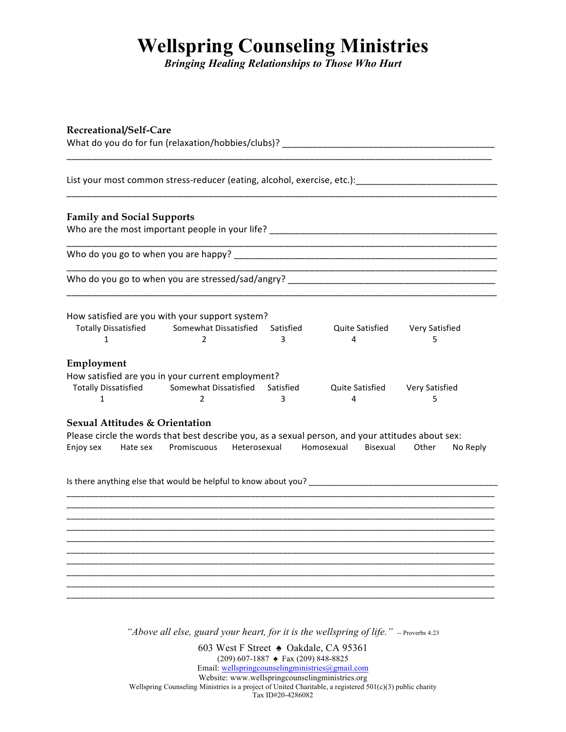# Wellspring Counseling Ministries

***Bringing Healing Relationships to Those Who Hurt***

**Recreational/Self-Care**

What do you do for fun (relaxation/hobbies/clubs)? ___________________________________________

_____________________________________________________________________________________

List your most common stress-reducer (eating, alcohol, exercise, etc.):____________________________

_____________________________________________________________________________________

**Family and Social Supports**

Who are the most important people in your life? ______________________________________________

_____________________________________________________________________________________

Who do you go to when you are happy? _____________________________________________________

_____________________________________________________________________________________

Who do you go to when you are stressed/sad/angry? __________________________________________

_____________________________________________________________________________________

How satisfied are you with your support system?

| Totally Dissatisfied | Somewhat Dissatisfied | Satisfied | Quite Satisfied | Very Satisfied |
|---|---|---|---|---|
| 1 | 2 | 3 | 4 | 5 |

**Employment**

How satisfied are you in your current employment?

| Totally Dissatisfied | Somewhat Dissatisfied | Satisfied | Quite Satisfied | Very Satisfied |
|---|---|---|---|---|
| 1 | 2 | 3 | 4 | 5 |

**Sexual Attitudes & Orientation**

Please circle the words that best describe you, as a sexual person, and your attitudes about sex:

Enjoy sex  Hate sex  Promiscuous  Heterosexual  Homosexual  Bisexual  Other  No Reply

Is there anything else that would be helpful to know about you? ________________________________________

_____________________________________________________________________________________

_____________________________________________________________________________________

_____________________________________________________________________________________

_____________________________________________________________________________________

_____________________________________________________________________________________

_____________________________________________________________________________________

_____________________________________________________________________________________

_____________________________________________________________________________________

_____________________________________________________________________________________

_____________________________________________________________________________________

*"Above all else, guard your heart, for it is the wellspring of life."* -- Proverbs 4:23

603 West F Street ♠ Oakdale, CA 95361
(209) 607-1887 ♠ Fax (209) 848-8825
Email: wellspringcounselingministries@gmail.com
Website: www.wellspringcounselingministries.org
Wellspring Counseling Ministries is a project of United Charitable, a registered 501(c)(3) public charity
Tax ID#20-4286082